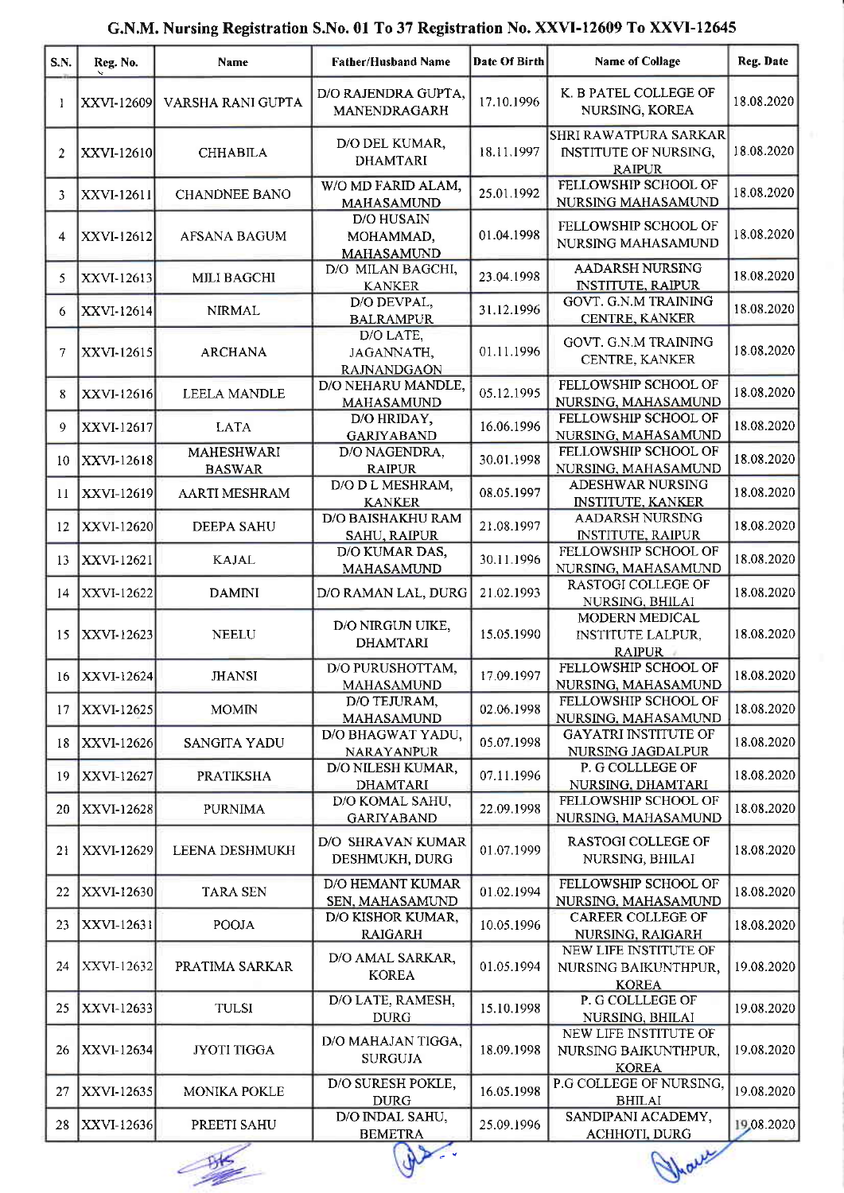# G.N.M. Nursing Registration S.No. 01 To 37 Registration No. XXVI-12609 To XXVI-12645

| S.N. | Reg. No. | Name | Father/Husband Name | Date Of Birth | Name of Collage | Reg. Date |
|---|---|---|---|---|---|---|
| 1 | XXVI-12609 | VARSHA RANI GUPTA | D/O RAJENDRA GUPTA, MANENDRAGARH | 17.10.1996 | K. B PATEL COLLEGE OF NURSING, KOREA | 18.08.2020 |
| 2 | XXVI-12610 | CHHABILA | D/O DEL KUMAR, DHAMTARI | 18.11.1997 | SHRI RAWATPURA SARKAR INSTITUTE OF NURSING, RAIPUR | 18.08.2020 |
| 3 | XXVI-12611 | CHANDNEE BANO | W/O MD FARID ALAM, MAHASAMUND | 25.01.1992 | FELLOWSHIP SCHOOL OF NURSING MAHASAMUND | 18.08.2020 |
| 4 | XXVI-12612 | AFSANA BAGUM | D/O HUSAIN MOHAMMAD, MAHASAMUND | 01.04.1998 | FELLOWSHIP SCHOOL OF NURSING MAHASAMUND | 18.08.2020 |
| 5 | XXVI-12613 | MILI BAGCHI | D/O MILAN BAGCHI, KANKER | 23.04.1998 | AADARSH NURSING INSTITUTE, RAIPUR | 18.08.2020 |
| 6 | XXVI-12614 | NIRMAL | D/O DEVPAL, BALRAMPUR | 31.12.1996 | GOVT. G.N.M TRAINING CENTRE, KANKER | 18.08.2020 |
| 7 | XXVI-12615 | ARCHANA | D/O LATE, JAGANNATH, RAJNANDGAON | 01.11.1996 | GOVT. G.N.M TRAINING CENTRE, KANKER | 18.08.2020 |
| 8 | XXVI-12616 | LEELA MANDLE | D/O NEHARU MANDLE, MAHASAMUND | 05.12.1995 | FELLOWSHIP SCHOOL OF NURSING, MAHASAMUND | 18.08.2020 |
| 9 | XXVI-12617 | LATA | D/O HRIDAY, GARIYABAND | 16.06.1996 | FELLOWSHIP SCHOOL OF NURSING, MAHASAMUND | 18.08.2020 |
| 10 | XXVI-12618 | MAHESHWARI BASWAR | D/O NAGENDRA, RAIPUR | 30.01.1998 | FELLOWSHIP SCHOOL OF NURSING, MAHASAMUND | 18.08.2020 |
| 11 | XXVI-12619 | AARTI MESHRAM | D/O D L MESHRAM, KANKER | 08.05.1997 | ADESHWAR NURSING INSTITUTE, KANKER | 18.08.2020 |
| 12 | XXVI-12620 | DEEPA SAHU | D/O BAISHAKHU RAM SAHU, RAIPUR | 21.08.1997 | AADARSH NURSING INSTITUTE, RAIPUR | 18.08.2020 |
| 13 | XXVI-12621 | KAJAL | D/O KUMAR DAS, MAHASAMUND | 30.11.1996 | FELLOWSHIP SCHOOL OF NURSING, MAHASAMUND | 18.08.2020 |
| 14 | XXVI-12622 | DAMINI | D/O RAMAN LAL, DURG | 21.02.1993 | RASTOGI COLLEGE OF NURSING, BHILAI | 18.08.2020 |
| 15 | XXVI-12623 | NEELU | D/O NIRGUN UIKE, DHAMTARI | 15.05.1990 | MODERN MEDICAL INSTITUTE LALPUR, RAIPUR | 18.08.2020 |
| 16 | XXVI-12624 | JHANSI | D/O PURUSHOTTAM, MAHASAMUND | 17.09.1997 | FELLOWSHIP SCHOOL OF NURSING, MAHASAMUND | 18.08.2020 |
| 17 | XXVI-12625 | MOMIN | D/O TEJURAM, MAHASAMUND | 02.06.1998 | FELLOWSHIP SCHOOL OF NURSING, MAHASAMUND | 18.08.2020 |
| 18 | XXVI-12626 | SANGITA YADU | D/O BHAGWAT YADU, NARAYANPUR | 05.07.1998 | GAYATRI INSTITUTE OF NURSING JAGDALPUR | 18.08.2020 |
| 19 | XXVI-12627 | PRATIKSHA | D/O NILESH KUMAR, DHAMTARI | 07.11.1996 | P. G COLLLEGE OF NURSING, DHAMTARI | 18.08.2020 |
| 20 | XXVI-12628 | PURNIMA | D/O KOMAL SAHU, GARIYABAND | 22.09.1998 | FELLOWSHIP SCHOOL OF NURSING, MAHASAMUND | 18.08.2020 |
| 21 | XXVI-12629 | LEENA DESHMUKH | D/O SHRAVAN KUMAR DESHMUKH, DURG | 01.07.1999 | RASTOGI COLLEGE OF NURSING, BHILAI | 18.08.2020 |
| 22 | XXVI-12630 | TARA SEN | D/O HEMANT KUMAR SEN, MAHASAMUND | 01.02.1994 | FELLOWSHIP SCHOOL OF NURSING, MAHASAMUND | 18.08.2020 |
| 23 | XXVI-12631 | POOJA | D/O KISHOR KUMAR, RAIGARH | 10.05.1996 | CAREER COLLEGE OF NURSING, RAIGARH | 18.08.2020 |
| 24 | XXVI-12632 | PRATIMA SARKAR | D/O AMAL SARKAR, KOREA | 01.05.1994 | NEW LIFE INSTITUTE OF NURSING BAIKUNTHPUR, KOREA | 19.08.2020 |
| 25 | XXVI-12633 | TULSI | D/O LATE, RAMESH, DURG | 15.10.1998 | P. G COLLLEGE OF NURSING, BHILAI | 19.08.2020 |
| 26 | XXVI-12634 | JYOTI TIGGA | D/O MAHAJAN TIGGA, SURGUJA | 18.09.1998 | NEW LIFE INSTITUTE OF NURSING BAIKUNTHPUR, KOREA | 19.08.2020 |
| 27 | XXVI-12635 | MONIKA POKLE | D/O SURESH POKLE, DURG | 16.05.1998 | P.G COLLEGE OF NURSING, BHILAI | 19.08.2020 |
| 28 | XXVI-12636 | PREETI SAHU | D/O INDAL SAHU, BEMETRA | 25.09.1996 | SANDIPANI ACADEMY, ACHHOTI, DURG | 19.08.2020 |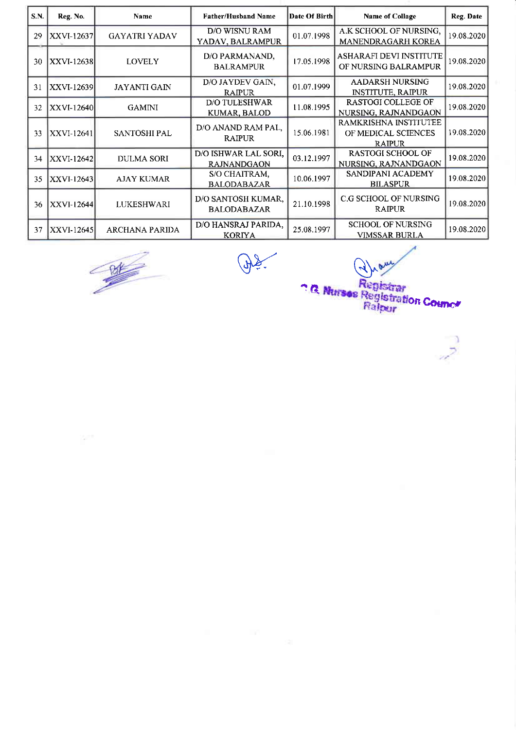| S.N. | Reg. No. | Name | Father/Husband Name | Date Of Birth | Name of Collage | Reg. Date |
|---|---|---|---|---|---|---|
| 29 | XXVI-12637 | GAYATRI YADAV | D/O WISNU RAM YADAV, BALRAMPUR | 01.07.1998 | A.K SCHOOL OF NURSING, MANENDRAGARH KOREA | 19.08.2020 |
| 30 | XXVI-12638 | LOVELY | D/O PARMANAND, BALRAMPUR | 17.05.1998 | ASHARAFI DEVI INSTITUTE OF NURSING BALRAMPUR | 19.08.2020 |
| 31 | XXVI-12639 | JAYANTI GAIN | D/O JAYDEV GAIN, RAIPUR | 01.07.1999 | AADARSH NURSING INSTITUTE, RAIPUR | 19.08.2020 |
| 32 | XXVI-12640 | GAMINI | D/O TULESHWAR KUMAR, BALOD | 11.08.1995 | RASTOGI COLLEGE OF NURSING, RAJNANDGAON | 19.08.2020 |
| 33 | XXVI-12641 | SANTOSHI PAL | D/O ANAND RAM PAL, RAIPUR | 15.06.1981 | RAMKRISHNA INSTITUTEE OF MEDICAL SCIENCES RAIPUR | 19.08.2020 |
| 34 | XXVI-12642 | DULMA SORI | D/O ISHWAR LAL SORI, RAJNANDGAON | 03.12.1997 | RASTOGI SCHOOL OF NURSING, RAJNANDGAON | 19.08.2020 |
| 35 | XXVI-12643 | AJAY KUMAR | S/O CHAITRAM, BALODABAZAR | 10.06.1997 | SANDIPANI ACADEMY BILASPUR | 19.08.2020 |
| 36 | XXVI-12644 | LUKESHWARI | D/O SANTOSH KUMAR, BALODABAZAR | 21.10.1998 | C.G SCHOOL OF NURSING RAIPUR | 19.08.2020 |
| 37 | XXVI-12645 | ARCHANA PARIDA | D/O HANSRAJ PARIDA, KORIYA | 25.08.1997 | SCHOOL OF NURSING VIMSSAR BURLA | 19.08.2020 |

Registrar
C.G. Nurses Registration Council
Raipur